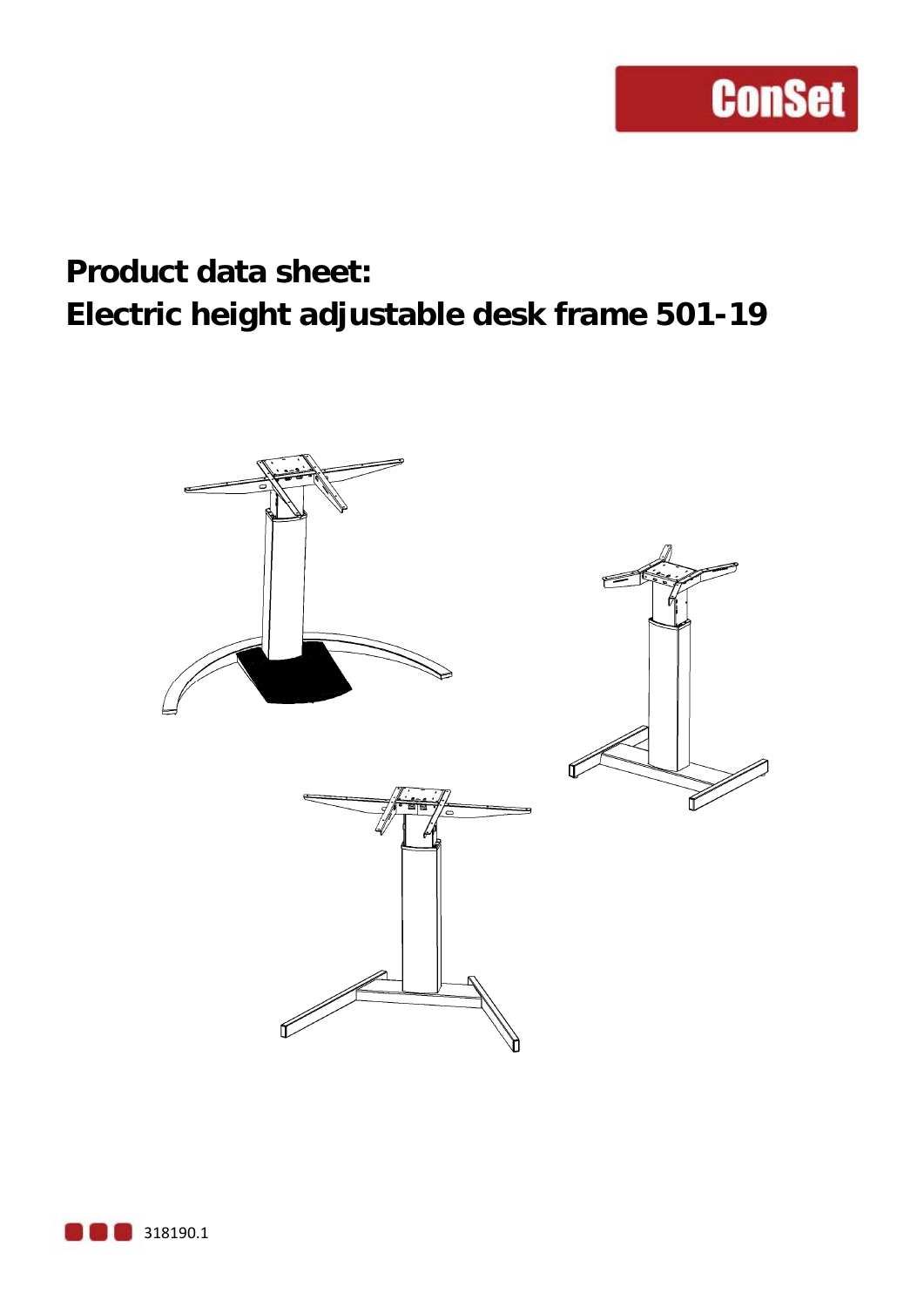ConSet

# Product data sheet:
# Electric height adjustable desk frame 501-19

318190.1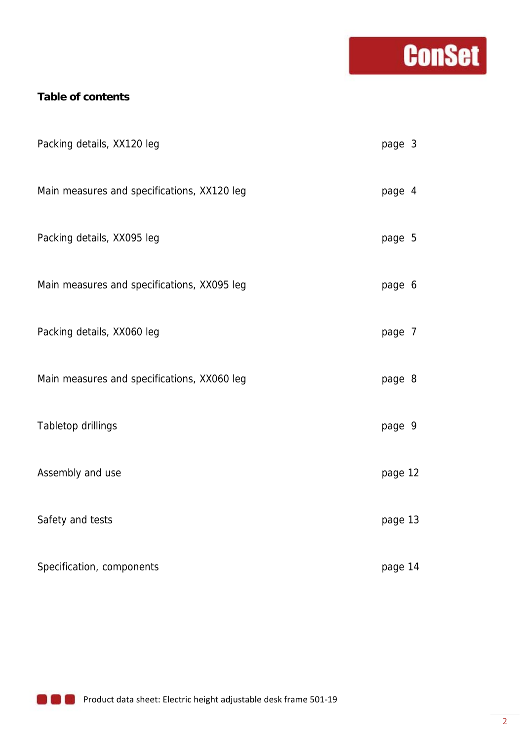ConSet

**Table of contents**

| | |
|---|---|
| Packing details, XX120 leg | page 3 |
| Main measures and specifications, XX120 leg | page 4 |
| Packing details, XX095 leg | page 5 |
| Main measures and specifications, XX095 leg | page 6 |
| Packing details, XX060 leg | page 7 |
| Main measures and specifications, XX060 leg | page 8 |
| Tabletop drillings | page 9 |
| Assembly and use | page 12 |
| Safety and tests | page 13 |
| Specification, components | page 14 |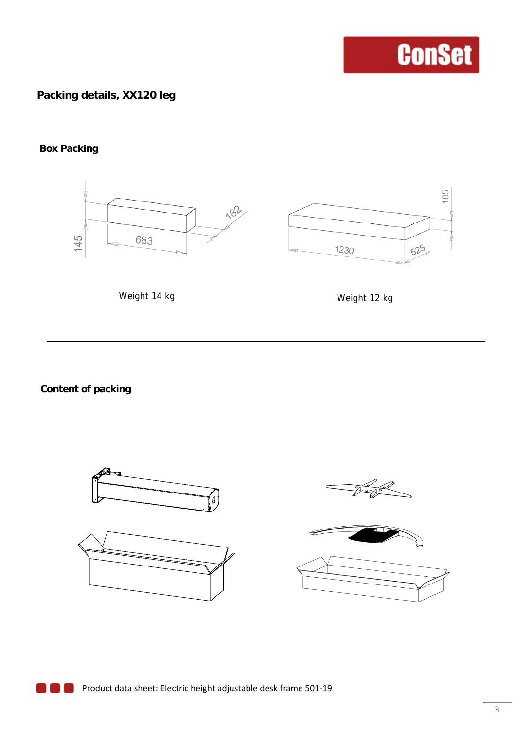## Packing details, XX120 leg

### Box Packing

145 683 182

Weight 14 kg

1230 525 105

Weight 12 kg

---

### Content of packing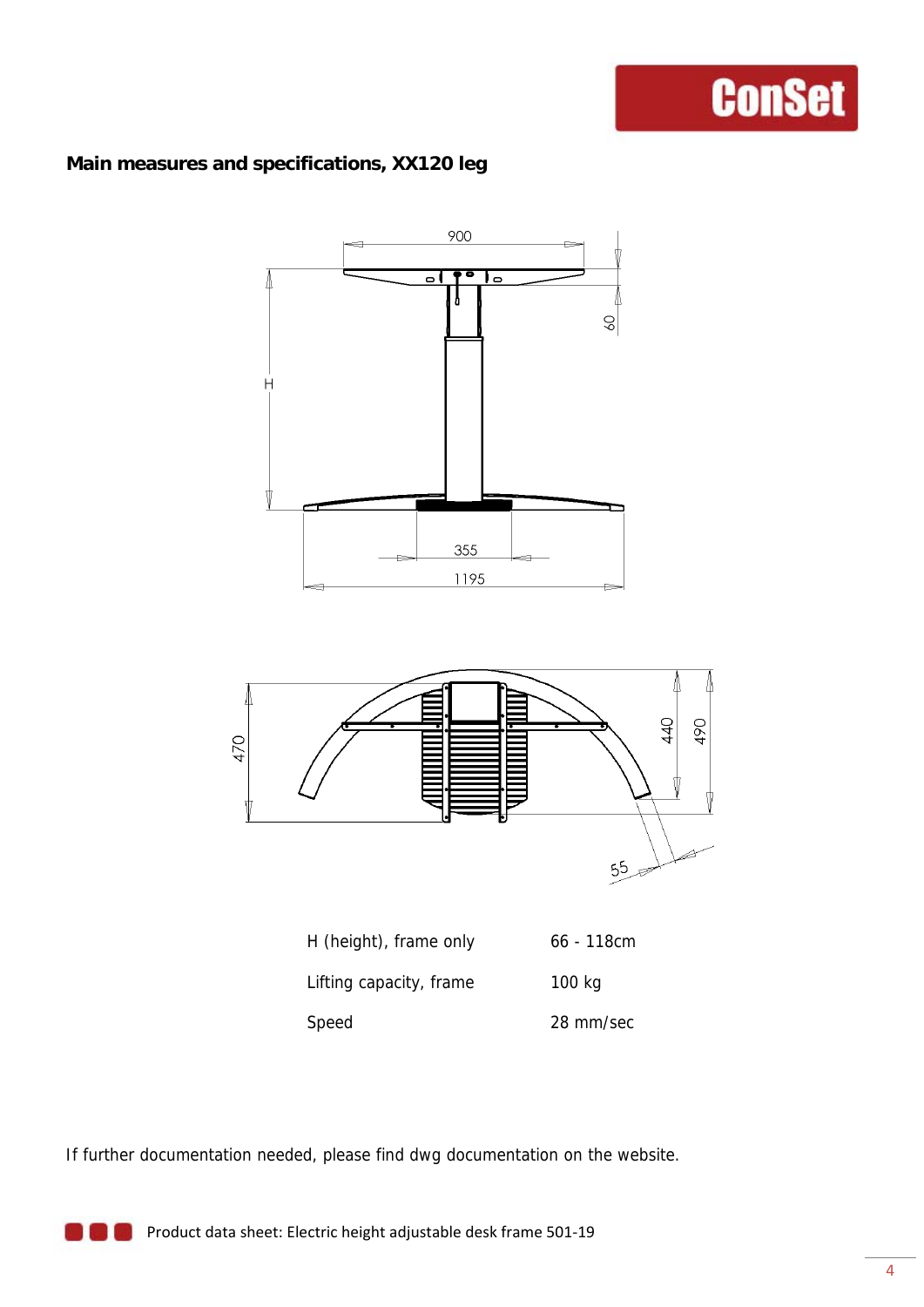## Main measures and specifications, XX120 leg

| | |
|---|---|
| H (height), frame only | 66 - 118cm |
| Lifting capacity, frame | 100 kg |
| Speed | 28 mm/sec |

If further documentation needed, please find dwg documentation on the website.

Product data sheet: Electric height adjustable desk frame 501-19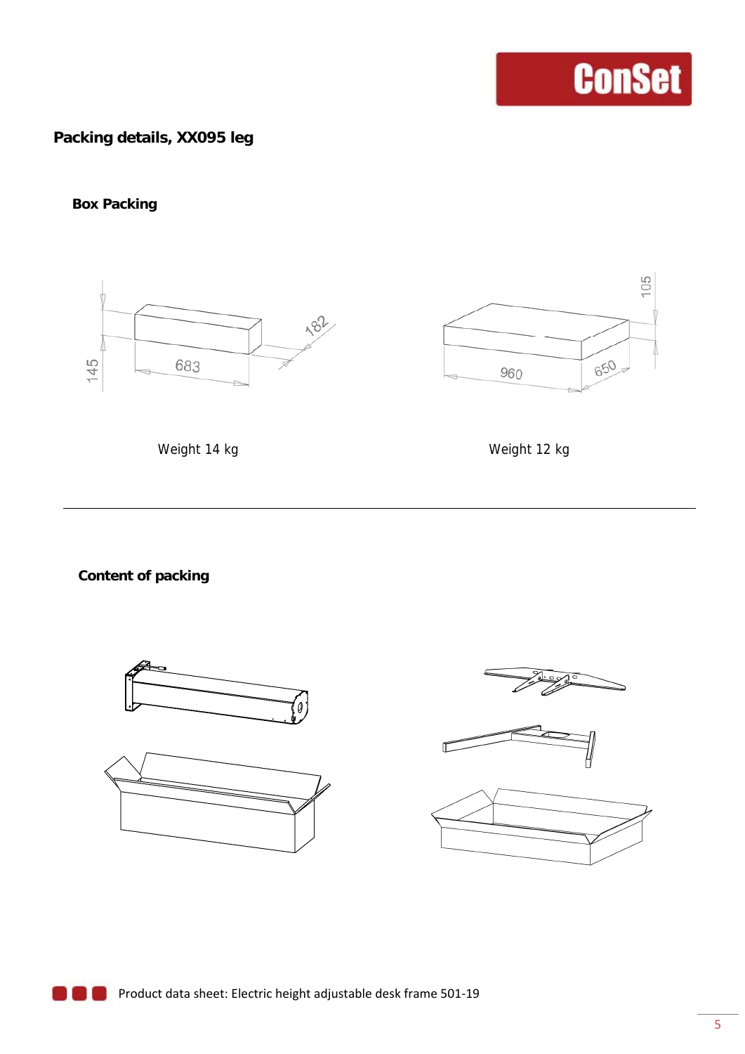## Packing details, XX095 leg

### Box Packing

145

683

182

Weight 14 kg

105

960

650

Weight 12 kg

---

### Content of packing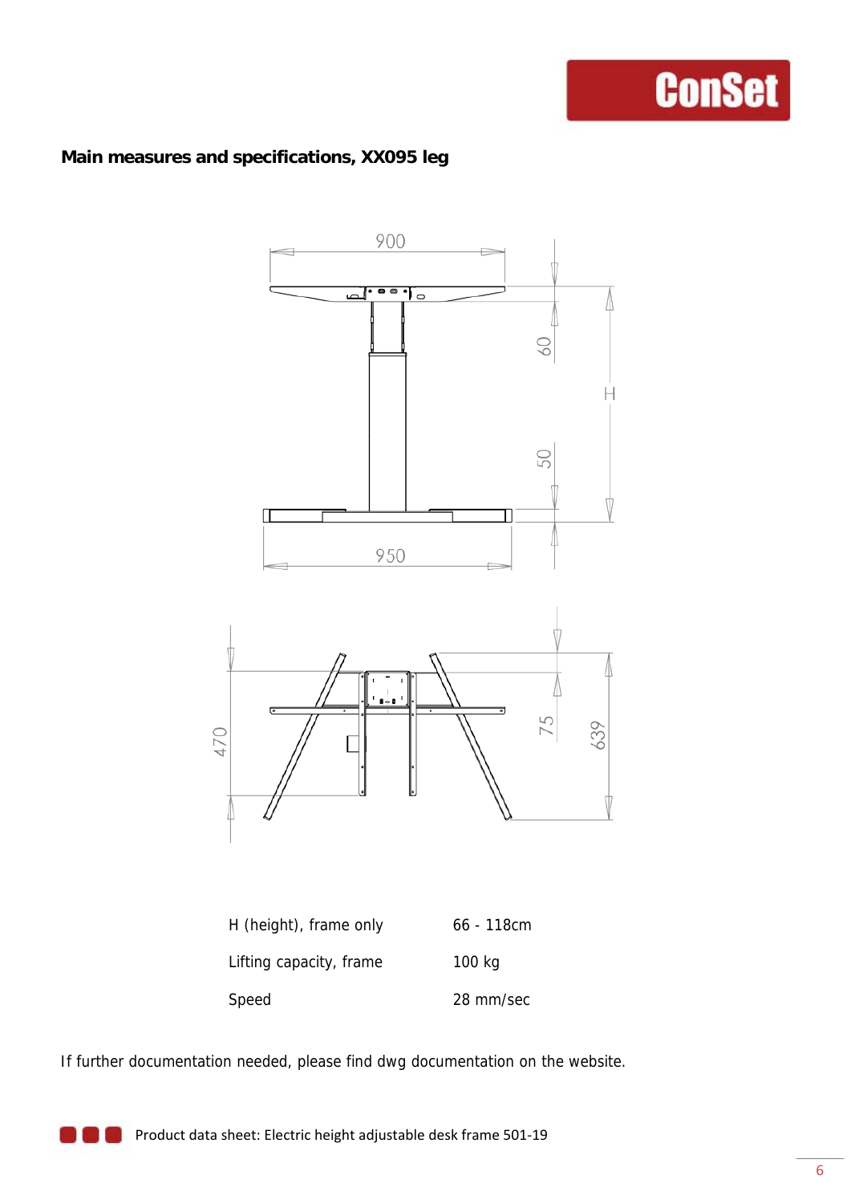## Main measures and specifications, XX095 leg

| H (height), frame only | 66 - 118cm |
|---|---|
| Lifting capacity, frame | 100 kg |
| Speed | 28 mm/sec |

If further documentation needed, please find dwg documentation on the website.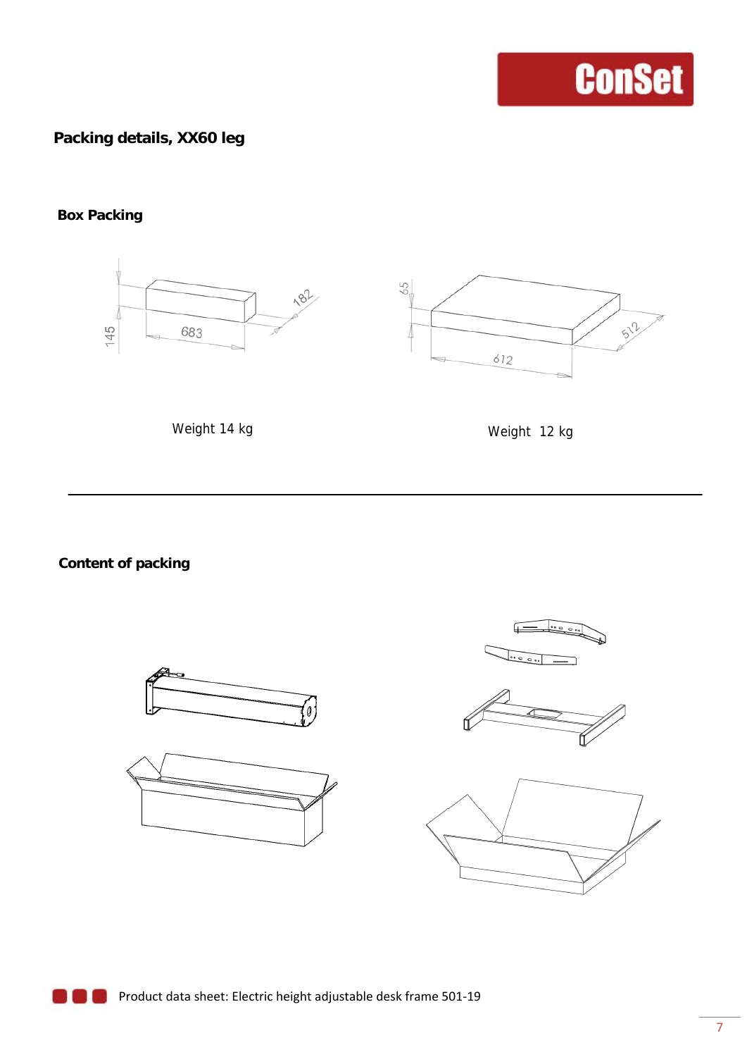## Packing details, XX60 leg

### Box Packing

145 683 182

Weight 14 kg

65 612 512

Weight 12 kg

---

### Content of packing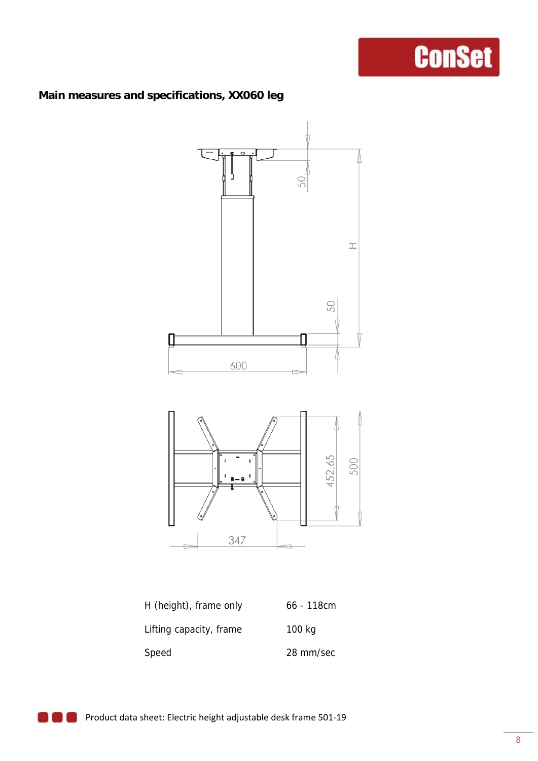## Main measures and specifications, XX060 leg

| H (height), frame only | 66 - 118cm |
|---|---|
| Lifting capacity, frame | 100 kg |
| Speed | 28 mm/sec |

Product data sheet: Electric height adjustable desk frame 501-19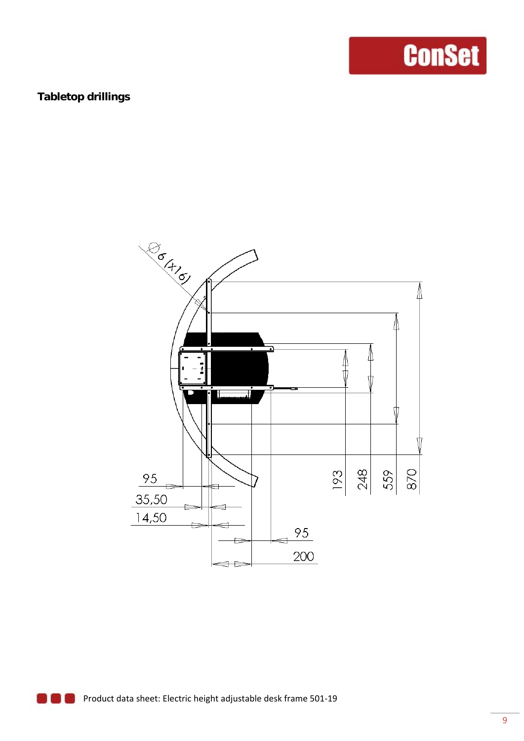**Tabletop drillings**

Ø6 (x16)

95

35,50

14,50

95

200

193

248

559

870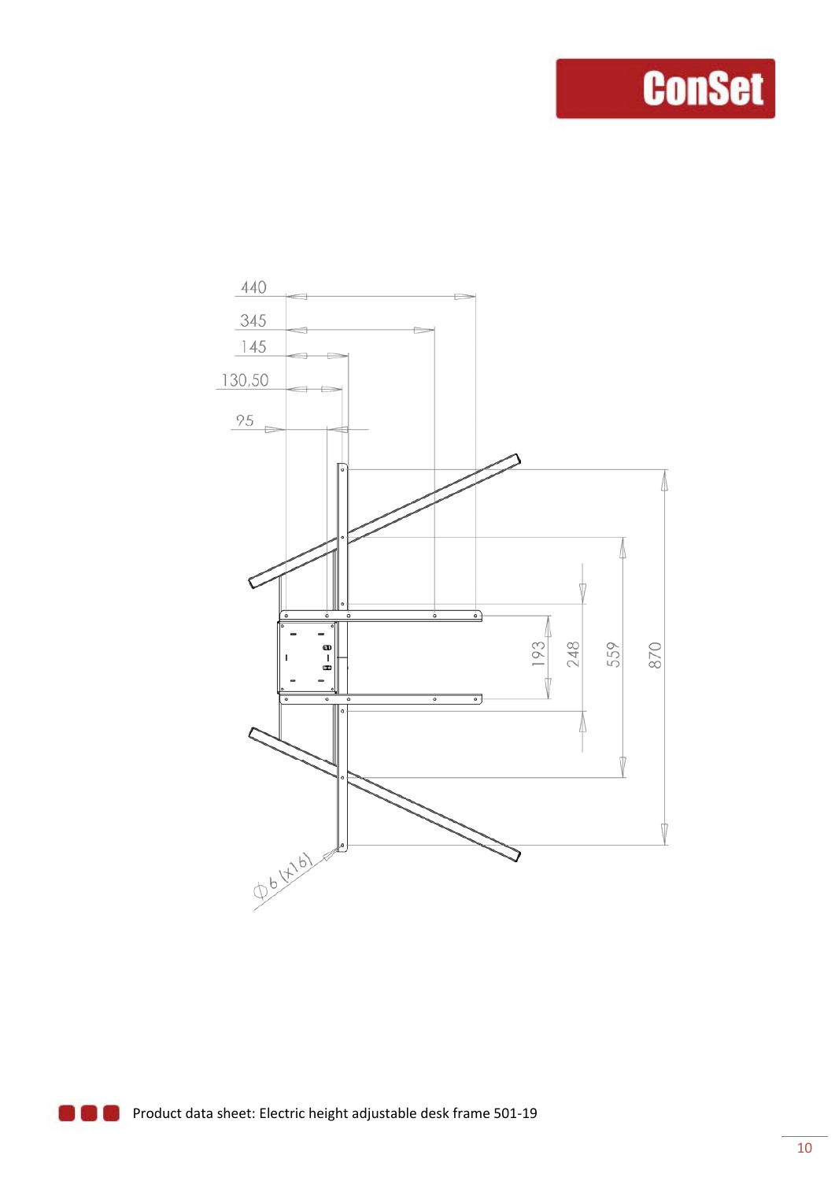440

345

145

130,50

95

193

248

559

870

Ø6 (x16)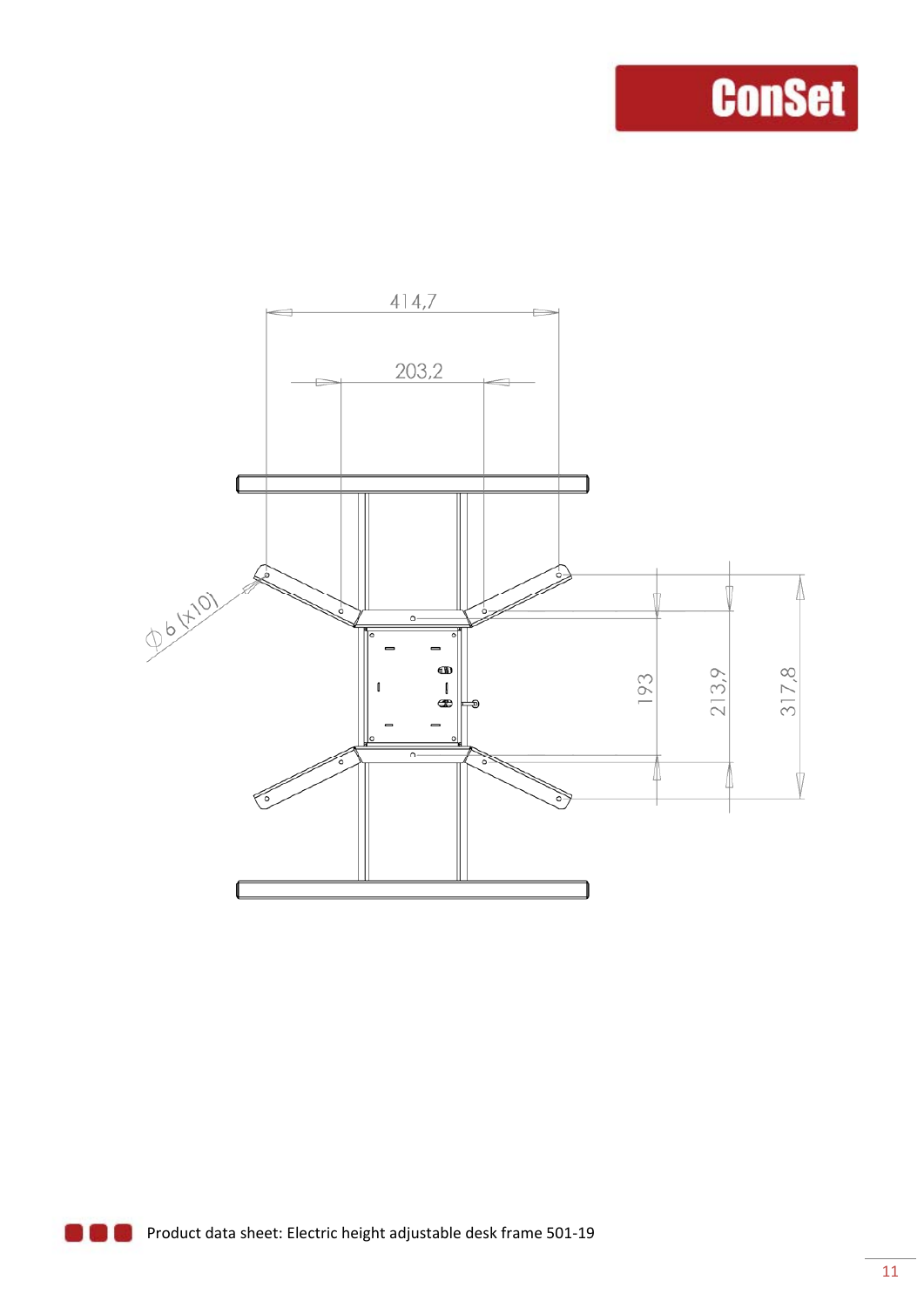414,7

203,2

Ø 6 (x10)

193

213,9

317,8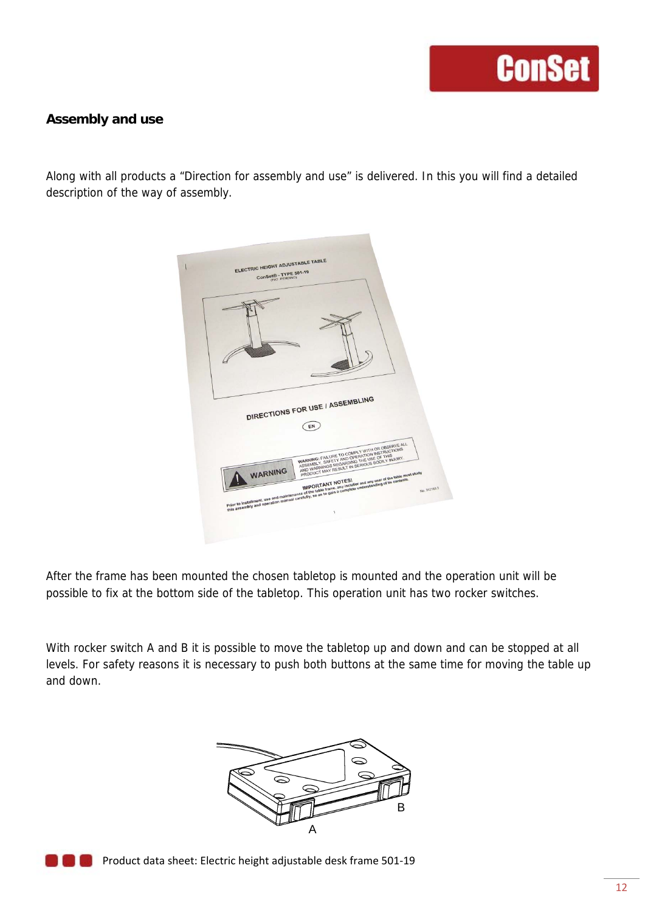## Assembly and use

Along with all products a "Direction for assembly and use" is delivered. In this you will find a detailed description of the way of assembly.

After the frame has been mounted the chosen tabletop is mounted and the operation unit will be possible to fix at the bottom side of the tabletop. This operation unit has two rocker switches.

With rocker switch A and B it is possible to move the tabletop up and down and can be stopped at all levels. For safety reasons it is necessary to push both buttons at the same time for moving the table up and down.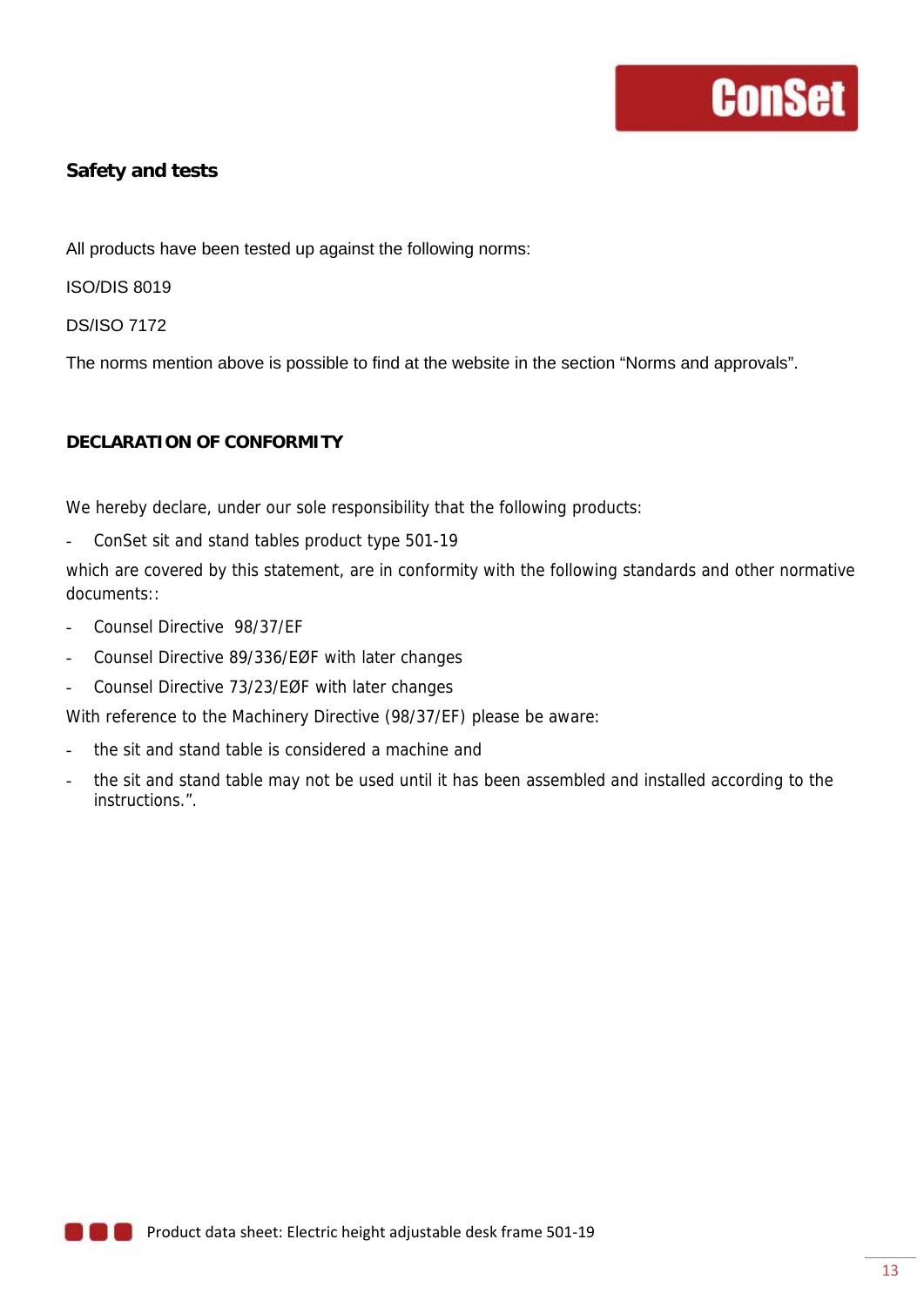## Safety and tests

All products have been tested up against the following norms:

ISO/DIS 8019

DS/ISO 7172

The norms mention above is possible to find at the website in the section “Norms and approvals”.

## DECLARATION OF CONFORMITY

We hereby declare, under our sole responsibility that the following products:

- ConSet sit and stand tables product type 501-19

which are covered by this statement, are in conformity with the following standards and other normative documents::

- Counsel Directive  98/37/EF
- Counsel Directive 89/336/EØF with later changes
- Counsel Directive 73/23/EØF with later changes

With reference to the Machinery Directive (98/37/EF) please be aware:

- the sit and stand table is considered a machine and
- the sit and stand table may not be used until it has been assembled and installed according to the instructions.”.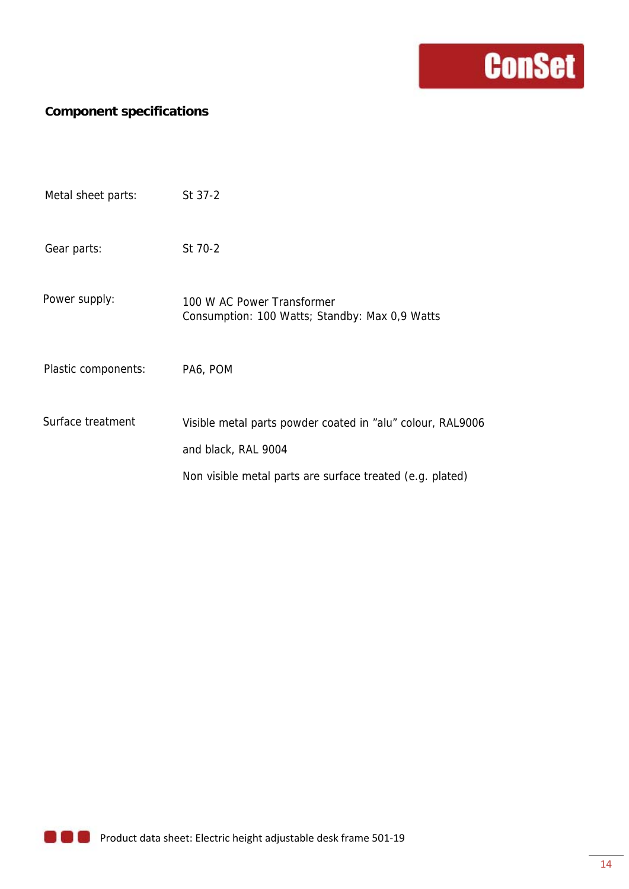## Component specifications

| | |
|---|---|
| Metal sheet parts: | St 37-2 |
| Gear parts: | St 70-2 |
| Power supply: | 100 W AC Power Transformer<br>Consumption: 100 Watts; Standby: Max 0,9 Watts |
| Plastic components: | PA6, POM |
| Surface treatment | Visible metal parts powder coated in ”alu” colour, RAL9006<br>and black, RAL 9004<br>Non visible metal parts are surface treated (e.g. plated) |